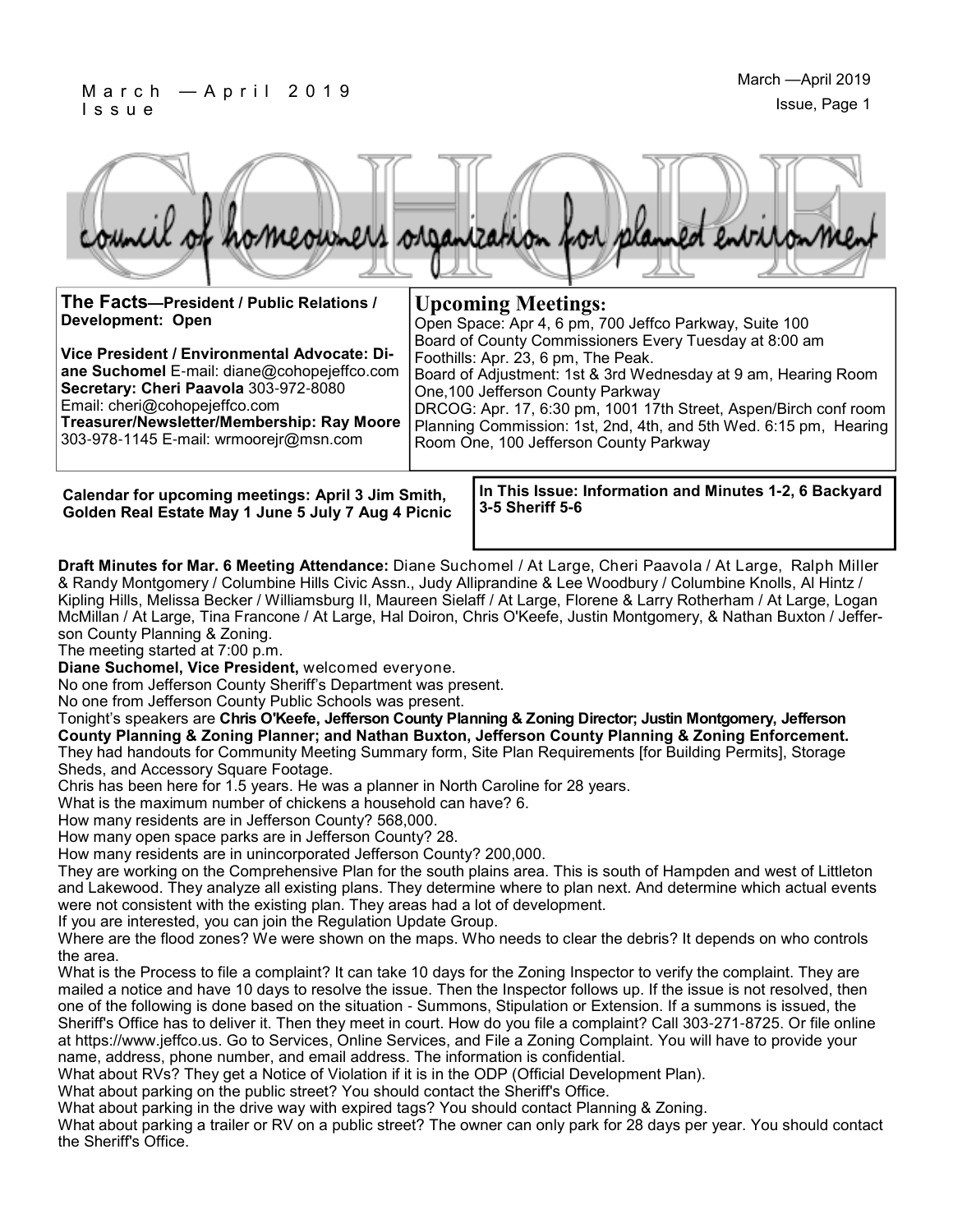# COHOPE

council of homeowners organization for planned environment

**The Facts—President / Public Relations / Development: Open**

**Vice President / Environmental Advocate: Diane Suchomel** E-mail: diane@cohopejeffco.com
**Secretary: Cheri Paavola** 303-972-8080
Email: cheri@cohopejeffco.com
**Treasurer/Newsletter/Membership: Ray Moore** 303-978-1145 E-mail: wrmoorejr@msn.com

## Upcoming Meetings:

Open Space: Apr 4, 6 pm, 700 Jeffco Parkway, Suite 100
Board of County Commissioners Every Tuesday at 8:00 am
Foothills: Apr. 23, 6 pm, The Peak.
Board of Adjustment: 1st & 3rd Wednesday at 9 am, Hearing Room One,100 Jefferson County Parkway
DRCOG: Apr. 17, 6:30 pm, 1001 17th Street, Aspen/Birch conf room
Planning Commission: 1st, 2nd, 4th, and 5th Wed. 6:15 pm, Hearing Room One, 100 Jefferson County Parkway

**Calendar for upcoming meetings: April 3 Jim Smith, Golden Real Estate May 1 June 5 July 7 Aug 4 Picnic**

**In This Issue: Information and Minutes 1-2, 6 Backyard 3-5 Sheriff 5-6**

**Draft Minutes for Mar. 6 Meeting Attendance:** Diane Suchomel / At Large, Cheri Paavola / At Large, Ralph Miller & Randy Montgomery / Columbine Hills Civic Assn., Judy Alliprandine & Lee Woodbury / Columbine Knolls, Al Hintz / Kipling Hills, Melissa Becker / Williamsburg II, Maureen Sielaff / At Large, Florene & Larry Rotherham / At Large, Logan McMillan / At Large, Tina Francone / At Large, Hal Doiron, Chris O'Keefe, Justin Montgomery, & Nathan Buxton / Jefferson County Planning & Zoning.

The meeting started at 7:00 p.m.

**Diane Suchomel, Vice President,** welcomed everyone.

No one from Jefferson County Sheriff's Department was present.

No one from Jefferson County Public Schools was present.

Tonight's speakers are **Chris O'Keefe, Jefferson County Planning & Zoning Director; Justin Montgomery, Jefferson County Planning & Zoning Planner; and Nathan Buxton, Jefferson County Planning & Zoning Enforcement.** They had handouts for Community Meeting Summary form, Site Plan Requirements [for Building Permits], Storage Sheds, and Accessory Square Footage.

Chris has been here for 1.5 years. He was a planner in North Caroline for 28 years.

What is the maximum number of chickens a household can have? 6.

How many residents are in Jefferson County? 568,000.

How many open space parks are in Jefferson County? 28.

How many residents are in unincorporated Jefferson County? 200,000.

They are working on the Comprehensive Plan for the south plains area. This is south of Hampden and west of Littleton and Lakewood. They analyze all existing plans. They determine where to plan next. And determine which actual events were not consistent with the existing plan. They areas had a lot of development.

If you are interested, you can join the Regulation Update Group.

Where are the flood zones? We were shown on the maps. Who needs to clear the debris? It depends on who controls the area.

What is the Process to file a complaint? It can take 10 days for the Zoning Inspector to verify the complaint. They are mailed a notice and have 10 days to resolve the issue. Then the Inspector follows up. If the issue is not resolved, then one of the following is done based on the situation - Summons, Stipulation or Extension. If a summons is issued, the Sheriff's Office has to deliver it. Then they meet in court. How do you file a complaint? Call 303-271-8725. Or file online at https://www.jeffco.us. Go to Services, Online Services, and File a Zoning Complaint. You will have to provide your name, address, phone number, and email address. The information is confidential.

What about RVs? They get a Notice of Violation if it is in the ODP (Official Development Plan).

What about parking on the public street? You should contact the Sheriff's Office.

What about parking in the drive way with expired tags? You should contact Planning & Zoning.

What about parking a trailer or RV on a public street? The owner can only park for 28 days per year. You should contact the Sheriff's Office.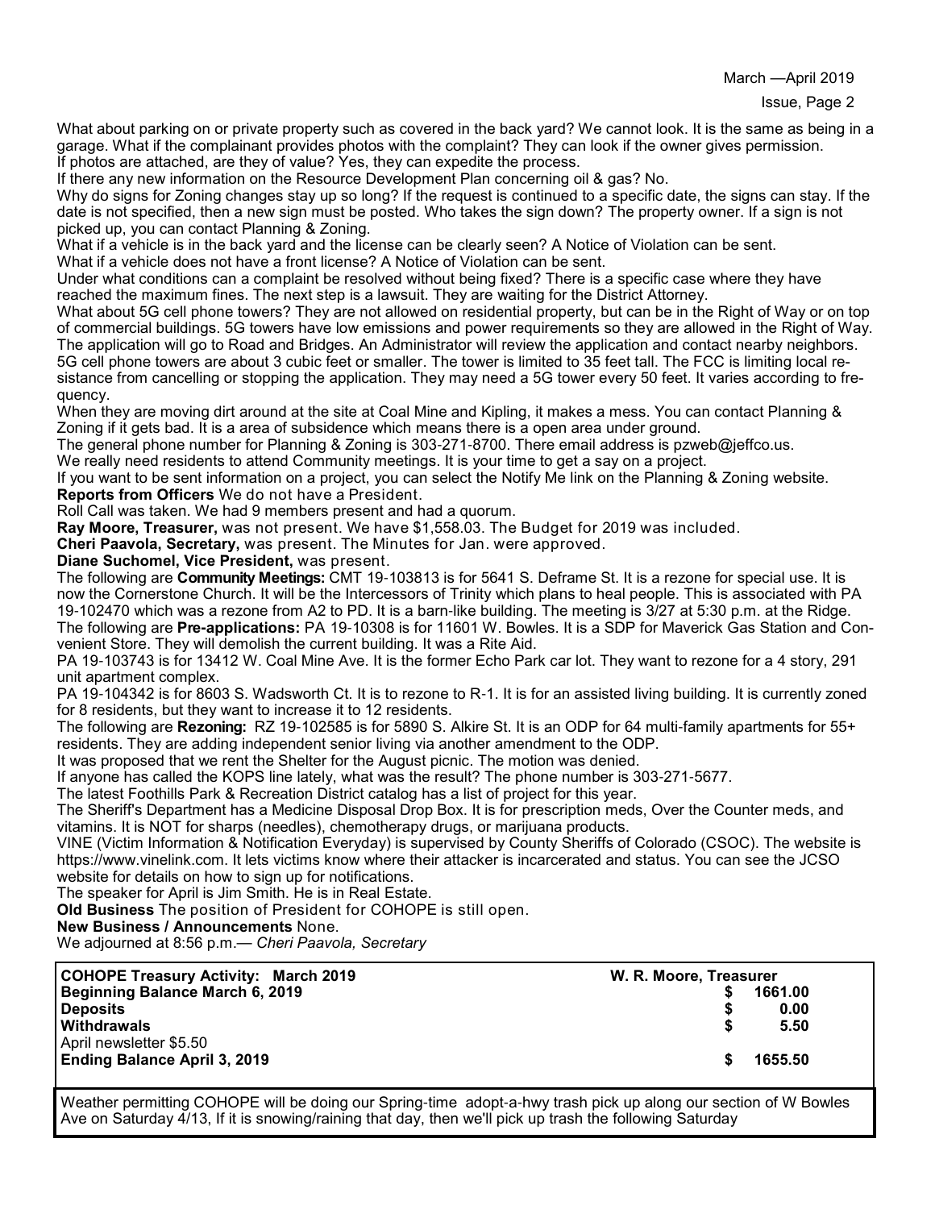What about parking on or private property such as covered in the back yard? We cannot look. It is the same as being in a garage. What if the complainant provides photos with the complaint? They can look if the owner gives permission.
If photos are attached, are they of value? Yes, they can expedite the process.
If there any new information on the Resource Development Plan concerning oil & gas? No.
Why do signs for Zoning changes stay up so long? If the request is continued to a specific date, the signs can stay. If the date is not specified, then a new sign must be posted. Who takes the sign down? The property owner. If a sign is not picked up, you can contact Planning & Zoning.
What if a vehicle is in the back yard and the license can be clearly seen? A Notice of Violation can be sent.
What if a vehicle does not have a front license? A Notice of Violation can be sent.
Under what conditions can a complaint be resolved without being fixed? There is a specific case where they have reached the maximum fines. The next step is a lawsuit. They are waiting for the District Attorney.
What about 5G cell phone towers? They are not allowed on residential property, but can be in the Right of Way or on top of commercial buildings. 5G towers have low emissions and power requirements so they are allowed in the Right of Way. The application will go to Road and Bridges. An Administrator will review the application and contact nearby neighbors. 5G cell phone towers are about 3 cubic feet or smaller. The tower is limited to 35 feet tall. The FCC is limiting local resistance from cancelling or stopping the application. They may need a 5G tower every 50 feet. It varies according to frequency.
When they are moving dirt around at the site at Coal Mine and Kipling, it makes a mess. You can contact Planning & Zoning if it gets bad. It is a area of subsidence which means there is a open area under ground.
The general phone number for Planning & Zoning is 303-271-8700. There email address is pzweb@jeffco.us.
We really need residents to attend Community meetings. It is your time to get a say on a project.
If you want to be sent information on a project, you can select the Notify Me link on the Planning & Zoning website.
**Reports from Officers** We do not have a President.
Roll Call was taken. We had 9 members present and had a quorum.
**Ray Moore, Treasurer,** was not present. We have $1,558.03. The Budget for 2019 was included.
**Cheri Paavola, Secretary,** was present. The Minutes for Jan. were approved.
**Diane Suchomel, Vice President,** was present.
The following are **Community Meetings:** CMT 19-103813 is for 5641 S. Deframe St. It is a rezone for special use. It is now the Cornerstone Church. It will be the Intercessors of Trinity which plans to heal people. This is associated with PA 19-102470 which was a rezone from A2 to PD. It is a barn-like building. The meeting is 3/27 at 5:30 p.m. at the Ridge.
The following are **Pre-applications:** PA 19-10308 is for 11601 W. Bowles. It is a SDP for Maverick Gas Station and Convenient Store. They will demolish the current building. It was a Rite Aid.
PA 19-103743 is for 13412 W. Coal Mine Ave. It is the former Echo Park car lot. They want to rezone for a 4 story, 291 unit apartment complex.
PA 19-104342 is for 8603 S. Wadsworth Ct. It is to rezone to R-1. It is for an assisted living building. It is currently zoned for 8 residents, but they want to increase it to 12 residents.
The following are **Rezoning:** RZ 19-102585 is for 5890 S. Alkire St. It is an ODP for 64 multi-family apartments for 55+ residents. They are adding independent senior living via another amendment to the ODP.
It was proposed that we rent the Shelter for the August picnic. The motion was denied.
If anyone has called the KOPS line lately, what was the result? The phone number is 303-271-5677.
The latest Foothills Park & Recreation District catalog has a list of project for this year.
The Sheriff's Department has a Medicine Disposal Drop Box. It is for prescription meds, Over the Counter meds, and vitamins. It is NOT for sharps (needles), chemotherapy drugs, or marijuana products.
VINE (Victim Information & Notification Everyday) is supervised by County Sheriffs of Colorado (CSOC). The website is https://www.vinelink.com. It lets victims know where their attacker is incarcerated and status. You can see the JCSO website for details on how to sign up for notifications.
The speaker for April is Jim Smith. He is in Real Estate.
**Old Business** The position of President for COHOPE is still open.
**New Business / Announcements** None.
We adjourned at 8:56 p.m.— *Cheri Paavola, Secretary*

| **COHOPE Treasury Activity: March 2019** | **W. R. Moore, Treasurer** |
|---|---|
| **Beginning Balance March 6, 2019** | **$ 1661.00** |
| **Deposits** | **$ 0.00** |
| **Withdrawals** | **$ 5.50** |
| April newsletter $5.50 | |
| **Ending Balance April 3, 2019** | **$ 1655.50** |

Weather permitting COHOPE will be doing our Spring-time adopt-a-hwy trash pick up along our section of W Bowles Ave on Saturday 4/13, If it is snowing/raining that day, then we'll pick up trash the following Saturday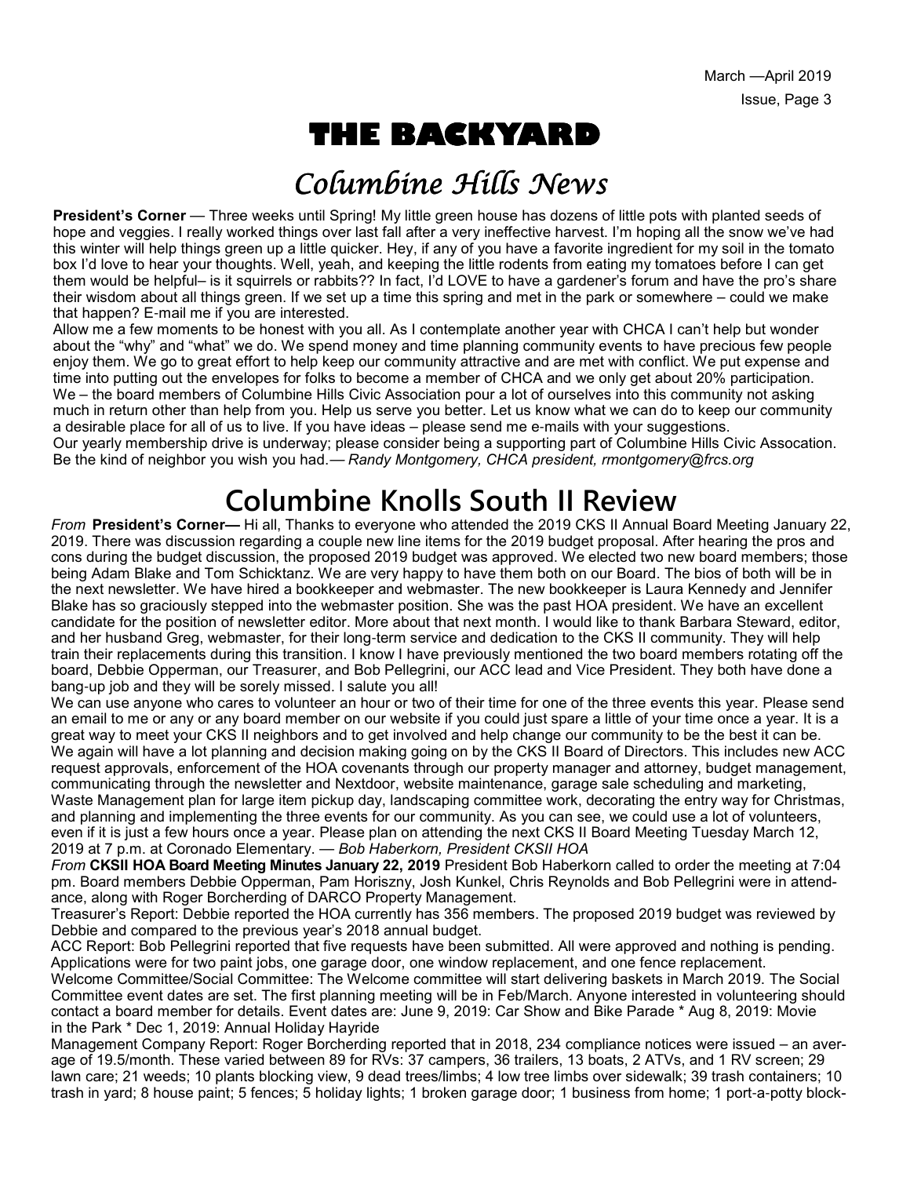# THE BACKYARD

## Columbine Hills News

**President's Corner** — Three weeks until Spring! My little green house has dozens of little pots with planted seeds of hope and veggies. I really worked things over last fall after a very ineffective harvest. I'm hoping all the snow we've had this winter will help things green up a little quicker. Hey, if any of you have a favorite ingredient for my soil in the tomato box I'd love to hear your thoughts. Well, yeah, and keeping the little rodents from eating my tomatoes before I can get them would be helpful– is it squirrels or rabbits?? In fact, I'd LOVE to have a gardener's forum and have the pro's share their wisdom about all things green. If we set up a time this spring and met in the park or somewhere – could we make that happen? E-mail me if you are interested.

Allow me a few moments to be honest with you all. As I contemplate another year with CHCA I can't help but wonder about the "why" and "what" we do. We spend money and time planning community events to have precious few people enjoy them. We go to great effort to help keep our community attractive and are met with conflict. We put expense and time into putting out the envelopes for folks to become a member of CHCA and we only get about 20% participation. We – the board members of Columbine Hills Civic Association pour a lot of ourselves into this community not asking much in return other than help from you. Help us serve you better. Let us know what we can do to keep our community a desirable place for all of us to live. If you have ideas – please send me e-mails with your suggestions.

Our yearly membership drive is underway; please consider being a supporting part of Columbine Hills Civic Assocation. Be the kind of neighbor you wish you had.— *Randy Montgomery, CHCA president, rmontgomery@frcs.org*

## Columbine Knolls South II Review

*From* **President's Corner—** Hi all, Thanks to everyone who attended the 2019 CKS II Annual Board Meeting January 22, 2019. There was discussion regarding a couple new line items for the 2019 budget proposal. After hearing the pros and cons during the budget discussion, the proposed 2019 budget was approved. We elected two new board members; those being Adam Blake and Tom Schicktanz. We are very happy to have them both on our Board. The bios of both will be in the next newsletter. We have hired a bookkeeper and webmaster. The new bookkeeper is Laura Kennedy and Jennifer Blake has so graciously stepped into the webmaster position. She was the past HOA president. We have an excellent candidate for the position of newsletter editor. More about that next month. I would like to thank Barbara Steward, editor, and her husband Greg, webmaster, for their long-term service and dedication to the CKS II community. They will help train their replacements during this transition. I know I have previously mentioned the two board members rotating off the board, Debbie Opperman, our Treasurer, and Bob Pellegrini, our ACC lead and Vice President. They both have done a bang-up job and they will be sorely missed. I salute you all!

We can use anyone who cares to volunteer an hour or two of their time for one of the three events this year. Please send an email to me or any or any board member on our website if you could just spare a little of your time once a year. It is a great way to meet your CKS II neighbors and to get involved and help change our community to be the best it can be. We again will have a lot planning and decision making going on by the CKS II Board of Directors. This includes new ACC request approvals, enforcement of the HOA covenants through our property manager and attorney, budget management, communicating through the newsletter and Nextdoor, website maintenance, garage sale scheduling and marketing, Waste Management plan for large item pickup day, landscaping committee work, decorating the entry way for Christmas, and planning and implementing the three events for our community. As you can see, we could use a lot of volunteers, even if it is just a few hours once a year. Please plan on attending the next CKS II Board Meeting Tuesday March 12, 2019 at 7 p.m. at Coronado Elementary. — *Bob Haberkorn, President CKSII HOA*

*From* **CKSII HOA Board Meeting Minutes January 22, 2019** President Bob Haberkorn called to order the meeting at 7:04 pm. Board members Debbie Opperman, Pam Horiszny, Josh Kunkel, Chris Reynolds and Bob Pellegrini were in attendance, along with Roger Borcherding of DARCO Property Management.

Treasurer's Report: Debbie reported the HOA currently has 356 members. The proposed 2019 budget was reviewed by Debbie and compared to the previous year's 2018 annual budget.

ACC Report: Bob Pellegrini reported that five requests have been submitted. All were approved and nothing is pending. Applications were for two paint jobs, one garage door, one window replacement, and one fence replacement.

Welcome Committee/Social Committee: The Welcome committee will start delivering baskets in March 2019. The Social Committee event dates are set. The first planning meeting will be in Feb/March. Anyone interested in volunteering should contact a board member for details. Event dates are: June 9, 2019: Car Show and Bike Parade * Aug 8, 2019: Movie in the Park * Dec 1, 2019: Annual Holiday Hayride

Management Company Report: Roger Borcherding reported that in 2018, 234 compliance notices were issued – an average of 19.5/month. These varied between 89 for RVs: 37 campers, 36 trailers, 13 boats, 2 ATVs, and 1 RV screen; 29 lawn care; 21 weeds; 10 plants blocking view, 9 dead trees/limbs; 4 low tree limbs over sidewalk; 39 trash containers; 10 trash in yard; 8 house paint; 5 fences; 5 holiday lights; 1 broken garage door; 1 business from home; 1 port-a-potty block-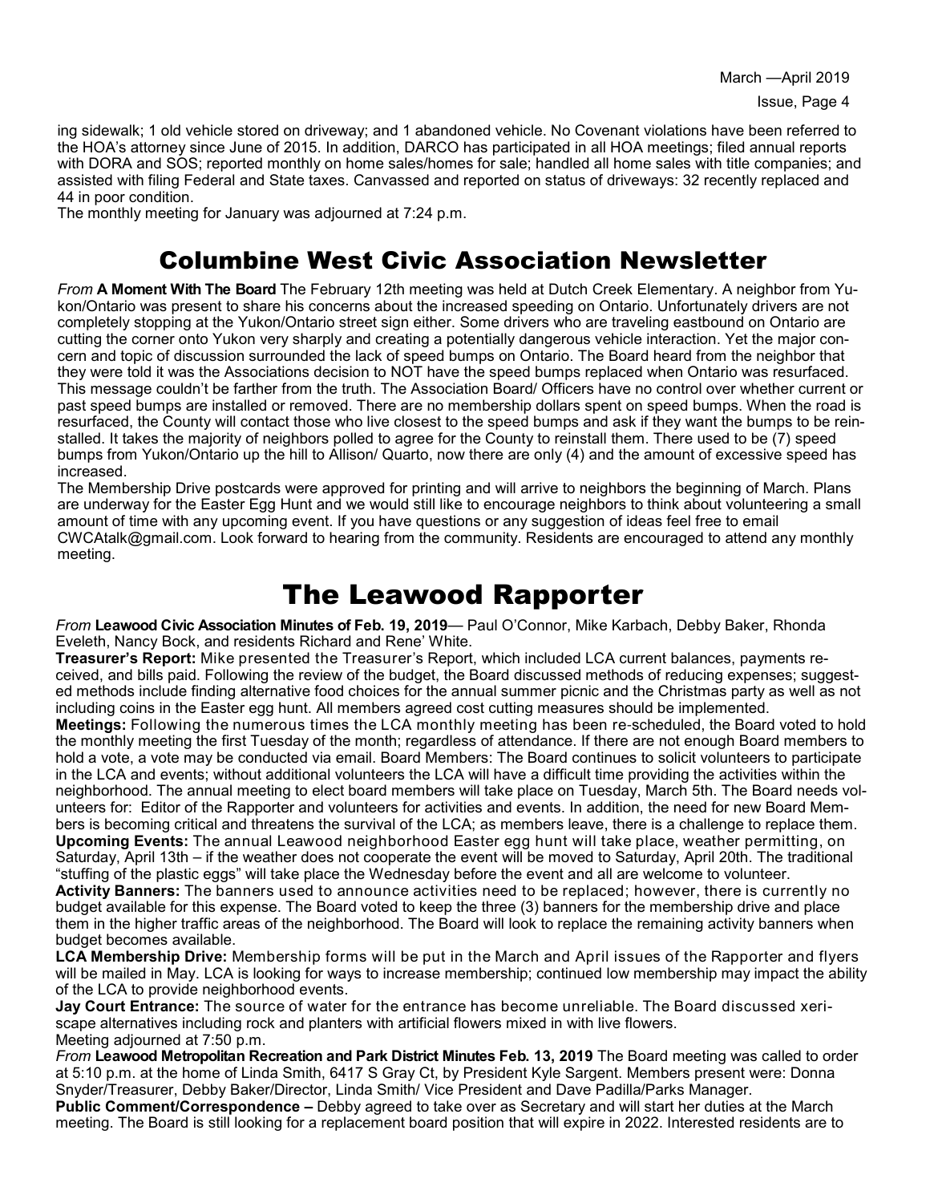ing sidewalk; 1 old vehicle stored on driveway; and 1 abandoned vehicle. No Covenant violations have been referred to the HOA's attorney since June of 2015. In addition, DARCO has participated in all HOA meetings; filed annual reports with DORA and SOS; reported monthly on home sales/homes for sale; handled all home sales with title companies; and assisted with filing Federal and State taxes. Canvassed and reported on status of driveways: 32 recently replaced and 44 in poor condition.

The monthly meeting for January was adjourned at 7:24 p.m.

# Columbine West Civic Association Newsletter

*From* **A Moment With The Board** The February 12th meeting was held at Dutch Creek Elementary. A neighbor from Yukon/Ontario was present to share his concerns about the increased speeding on Ontario. Unfortunately drivers are not completely stopping at the Yukon/Ontario street sign either. Some drivers who are traveling eastbound on Ontario are cutting the corner onto Yukon very sharply and creating a potentially dangerous vehicle interaction. Yet the major concern and topic of discussion surrounded the lack of speed bumps on Ontario. The Board heard from the neighbor that they were told it was the Associations decision to NOT have the speed bumps replaced when Ontario was resurfaced. This message couldn't be farther from the truth. The Association Board/ Officers have no control over whether current or past speed bumps are installed or removed. There are no membership dollars spent on speed bumps. When the road is resurfaced, the County will contact those who live closest to the speed bumps and ask if they want the bumps to be reinstalled. It takes the majority of neighbors polled to agree for the County to reinstall them. There used to be (7) speed bumps from Yukon/Ontario up the hill to Allison/ Quarto, now there are only (4) and the amount of excessive speed has increased.

The Membership Drive postcards were approved for printing and will arrive to neighbors the beginning of March. Plans are underway for the Easter Egg Hunt and we would still like to encourage neighbors to think about volunteering a small amount of time with any upcoming event. If you have questions or any suggestion of ideas feel free to email CWCAtalk@gmail.com. Look forward to hearing from the community. Residents are encouraged to attend any monthly meeting.

# The Leawood Rapporter

*From* **Leawood Civic Association Minutes of Feb. 19, 2019**— Paul O'Connor, Mike Karbach, Debby Baker, Rhonda Eveleth, Nancy Bock, and residents Richard and Rene' White.

**Treasurer's Report:** Mike presented the Treasurer's Report, which included LCA current balances, payments received, and bills paid. Following the review of the budget, the Board discussed methods of reducing expenses; suggested methods include finding alternative food choices for the annual summer picnic and the Christmas party as well as not including coins in the Easter egg hunt. All members agreed cost cutting measures should be implemented.

**Meetings:** Following the numerous times the LCA monthly meeting has been re-scheduled, the Board voted to hold the monthly meeting the first Tuesday of the month; regardless of attendance. If there are not enough Board members to hold a vote, a vote may be conducted via email. Board Members: The Board continues to solicit volunteers to participate in the LCA and events; without additional volunteers the LCA will have a difficult time providing the activities within the neighborhood. The annual meeting to elect board members will take place on Tuesday, March 5th. The Board needs volunteers for: Editor of the Rapporter and volunteers for activities and events. In addition, the need for new Board Members is becoming critical and threatens the survival of the LCA; as members leave, there is a challenge to replace them.

**Upcoming Events:** The annual Leawood neighborhood Easter egg hunt will take place, weather permitting, on Saturday, April 13th – if the weather does not cooperate the event will be moved to Saturday, April 20th. The traditional "stuffing of the plastic eggs" will take place the Wednesday before the event and all are welcome to volunteer.

**Activity Banners:** The banners used to announce activities need to be replaced; however, there is currently no budget available for this expense. The Board voted to keep the three (3) banners for the membership drive and place them in the higher traffic areas of the neighborhood. The Board will look to replace the remaining activity banners when budget becomes available.

**LCA Membership Drive:** Membership forms will be put in the March and April issues of the Rapporter and flyers will be mailed in May. LCA is looking for ways to increase membership; continued low membership may impact the ability of the LCA to provide neighborhood events.

**Jay Court Entrance:** The source of water for the entrance has become unreliable. The Board discussed xeriscape alternatives including rock and planters with artificial flowers mixed in with live flowers.

Meeting adjourned at 7:50 p.m.

*From* **Leawood Metropolitan Recreation and Park District Minutes Feb. 13, 2019** The Board meeting was called to order at 5:10 p.m. at the home of Linda Smith, 6417 S Gray Ct, by President Kyle Sargent. Members present were: Donna Snyder/Treasurer, Debby Baker/Director, Linda Smith/ Vice President and Dave Padilla/Parks Manager.

**Public Comment/Correspondence –** Debby agreed to take over as Secretary and will start her duties at the March meeting. The Board is still looking for a replacement board position that will expire in 2022. Interested residents are to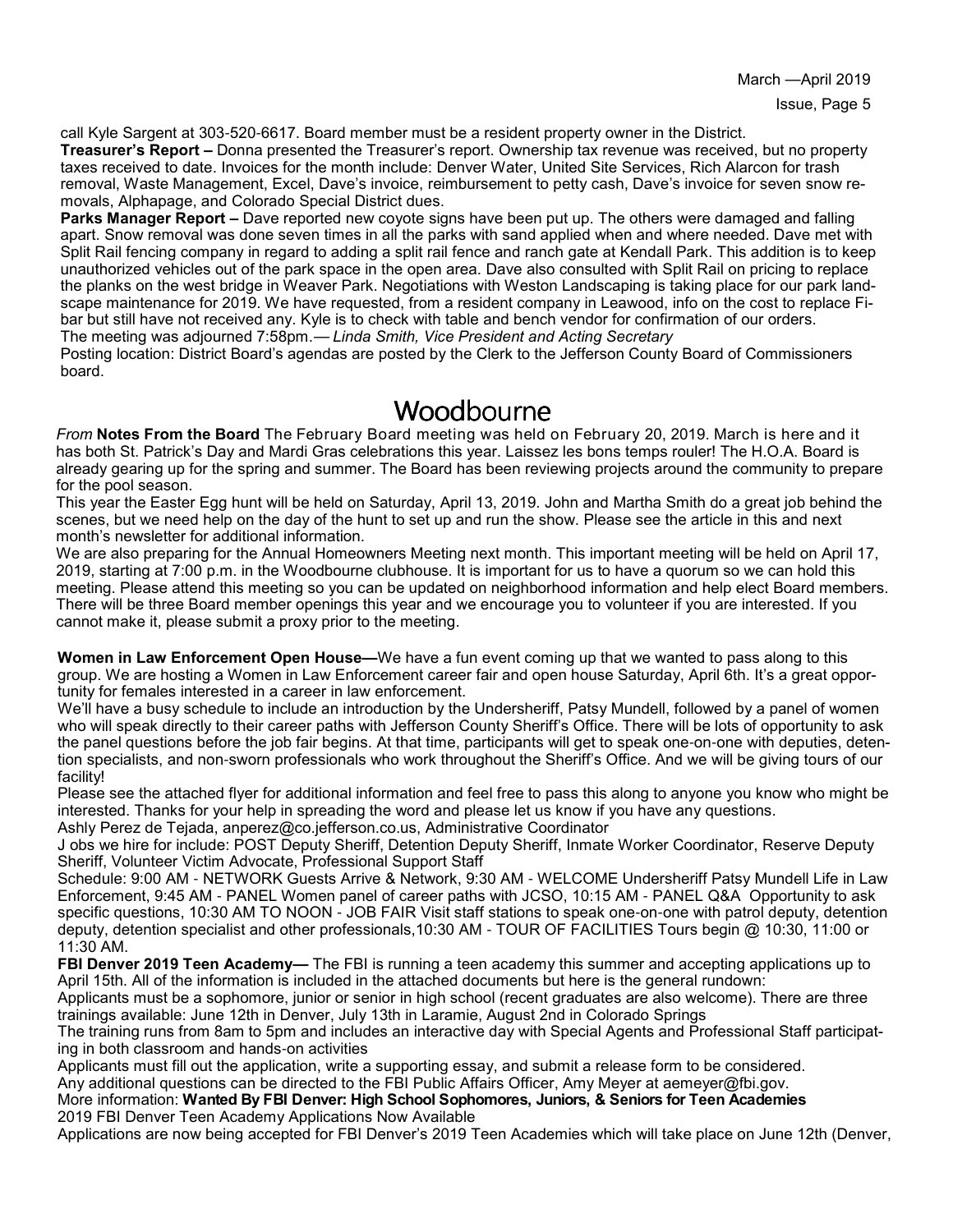call Kyle Sargent at 303-520-6617. Board member must be a resident property owner in the District.

**Treasurer's Report –** Donna presented the Treasurer's report. Ownership tax revenue was received, but no property taxes received to date. Invoices for the month include: Denver Water, United Site Services, Rich Alarcon for trash removal, Waste Management, Excel, Dave's invoice, reimbursement to petty cash, Dave's invoice for seven snow removals, Alphapage, and Colorado Special District dues.

**Parks Manager Report –** Dave reported new coyote signs have been put up. The others were damaged and falling apart. Snow removal was done seven times in all the parks with sand applied when and where needed. Dave met with Split Rail fencing company in regard to adding a split rail fence and ranch gate at Kendall Park. This addition is to keep unauthorized vehicles out of the park space in the open area. Dave also consulted with Split Rail on pricing to replace the planks on the west bridge in Weaver Park. Negotiations with Weston Landscaping is taking place for our park landscape maintenance for 2019. We have requested, from a resident company in Leawood, info on the cost to replace Fibar but still have not received any. Kyle is to check with table and bench vendor for confirmation of our orders.

The meeting was adjourned 7:58pm.— *Linda Smith, Vice President and Acting Secretary*

Posting location: District Board's agendas are posted by the Clerk to the Jefferson County Board of Commissioners board.

# Woodbourne

*From* **Notes From the Board** The February Board meeting was held on February 20, 2019. March is here and it has both St. Patrick's Day and Mardi Gras celebrations this year. Laissez les bons temps rouler! The H.O.A. Board is already gearing up for the spring and summer. The Board has been reviewing projects around the community to prepare for the pool season.

This year the Easter Egg hunt will be held on Saturday, April 13, 2019. John and Martha Smith do a great job behind the scenes, but we need help on the day of the hunt to set up and run the show. Please see the article in this and next month's newsletter for additional information.

We are also preparing for the Annual Homeowners Meeting next month. This important meeting will be held on April 17, 2019, starting at 7:00 p.m. in the Woodbourne clubhouse. It is important for us to have a quorum so we can hold this meeting. Please attend this meeting so you can be updated on neighborhood information and help elect Board members. There will be three Board member openings this year and we encourage you to volunteer if you are interested. If you cannot make it, please submit a proxy prior to the meeting.

**Women in Law Enforcement Open House—**We have a fun event coming up that we wanted to pass along to this group. We are hosting a Women in Law Enforcement career fair and open house Saturday, April 6th. It's a great opportunity for females interested in a career in law enforcement.

We'll have a busy schedule to include an introduction by the Undersheriff, Patsy Mundell, followed by a panel of women who will speak directly to their career paths with Jefferson County Sheriff's Office. There will be lots of opportunity to ask the panel questions before the job fair begins. At that time, participants will get to speak one-on-one with deputies, detention specialists, and non-sworn professionals who work throughout the Sheriff's Office. And we will be giving tours of our facility!

Please see the attached flyer for additional information and feel free to pass this along to anyone you know who might be interested. Thanks for your help in spreading the word and please let us know if you have any questions.

Ashly Perez de Tejada, anperez@co.jefferson.co.us, Administrative Coordinator

J obs we hire for include: POST Deputy Sheriff, Detention Deputy Sheriff, Inmate Worker Coordinator, Reserve Deputy Sheriff, Volunteer Victim Advocate, Professional Support Staff

Schedule: 9:00 AM - NETWORK Guests Arrive & Network, 9:30 AM - WELCOME Undersheriff Patsy Mundell Life in Law Enforcement, 9:45 AM - PANEL Women panel of career paths with JCSO, 10:15 AM - PANEL Q&A Opportunity to ask specific questions, 10:30 AM TO NOON - JOB FAIR Visit staff stations to speak one-on-one with patrol deputy, detention deputy, detention specialist and other professionals,10:30 AM - TOUR OF FACILITIES Tours begin @ 10:30, 11:00 or 11:30 AM.

**FBI Denver 2019 Teen Academy—** The FBI is running a teen academy this summer and accepting applications up to April 15th. All of the information is included in the attached documents but here is the general rundown:

Applicants must be a sophomore, junior or senior in high school (recent graduates are also welcome). There are three trainings available: June 12th in Denver, July 13th in Laramie, August 2nd in Colorado Springs

The training runs from 8am to 5pm and includes an interactive day with Special Agents and Professional Staff participating in both classroom and hands-on activities

Applicants must fill out the application, write a supporting essay, and submit a release form to be considered.

Any additional questions can be directed to the FBI Public Affairs Officer, Amy Meyer at aemeyer@fbi.gov.

More information: **Wanted By FBI Denver: High School Sophomores, Juniors, & Seniors for Teen Academies**

2019 FBI Denver Teen Academy Applications Now Available

Applications are now being accepted for FBI Denver's 2019 Teen Academies which will take place on June 12th (Denver,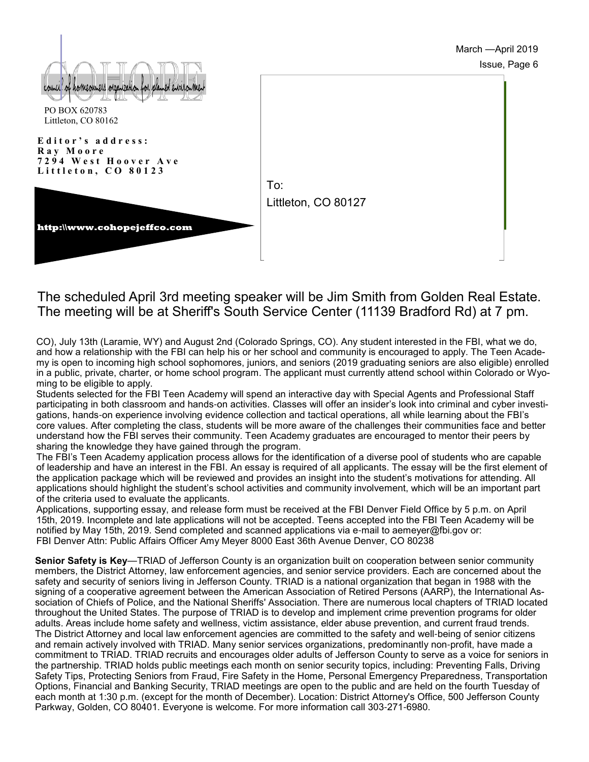COHOPE

council of homeowners organization for planned environment

PO BOX 620783
Littleton, CO 80162

**Editor's address:**
**Ray Moore**
**7294 West Hoover Ave**
**Littleton, CO 80123**

**http:\\www.cohopejeffco.com**

March —April 2019 Issue, Page 6

To:
Littleton, CO 80127

The scheduled April 3rd meeting speaker will be Jim Smith from Golden Real Estate. The meeting will be at Sheriff's South Service Center (11139 Bradford Rd) at 7 pm.

CO), July 13th (Laramie, WY) and August 2nd (Colorado Springs, CO). Any student interested in the FBI, what we do, and how a relationship with the FBI can help his or her school and community is encouraged to apply. The Teen Academy is open to incoming high school sophomores, juniors, and seniors (2019 graduating seniors are also eligible) enrolled in a public, private, charter, or home school program. The applicant must currently attend school within Colorado or Wyoming to be eligible to apply.

Students selected for the FBI Teen Academy will spend an interactive day with Special Agents and Professional Staff participating in both classroom and hands-on activities. Classes will offer an insider's look into criminal and cyber investigations, hands-on experience involving evidence collection and tactical operations, all while learning about the FBI's core values. After completing the class, students will be more aware of the challenges their communities face and better understand how the FBI serves their community. Teen Academy graduates are encouraged to mentor their peers by sharing the knowledge they have gained through the program.

The FBI's Teen Academy application process allows for the identification of a diverse pool of students who are capable of leadership and have an interest in the FBI. An essay is required of all applicants. The essay will be the first element of the application package which will be reviewed and provides an insight into the student's motivations for attending. All applications should highlight the student's school activities and community involvement, which will be an important part of the criteria used to evaluate the applicants.

Applications, supporting essay, and release form must be received at the FBI Denver Field Office by 5 p.m. on April 15th, 2019. Incomplete and late applications will not be accepted. Teens accepted into the FBI Teen Academy will be notified by May 15th, 2019. Send completed and scanned applications via e-mail to aemeyer@fbi.gov or:
FBI Denver Attn: Public Affairs Officer Amy Meyer 8000 East 36th Avenue Denver, CO 80238

**Senior Safety is Key**—TRIAD of Jefferson County is an organization built on cooperation between senior community members, the District Attorney, law enforcement agencies, and senior service providers. Each are concerned about the safety and security of seniors living in Jefferson County. TRIAD is a national organization that began in 1988 with the signing of a cooperative agreement between the American Association of Retired Persons (AARP), the International Association of Chiefs of Police, and the National Sheriffs' Association. There are numerous local chapters of TRIAD located throughout the United States. The purpose of TRIAD is to develop and implement crime prevention programs for older adults. Areas include home safety and wellness, victim assistance, elder abuse prevention, and current fraud trends. The District Attorney and local law enforcement agencies are committed to the safety and well-being of senior citizens and remain actively involved with TRIAD. Many senior services organizations, predominantly non-profit, have made a commitment to TRIAD. TRIAD recruits and encourages older adults of Jefferson County to serve as a voice for seniors in the partnership. TRIAD holds public meetings each month on senior security topics, including: Preventing Falls, Driving Safety Tips, Protecting Seniors from Fraud, Fire Safety in the Home, Personal Emergency Preparedness, Transportation Options, Financial and Banking Security, TRIAD meetings are open to the public and are held on the fourth Tuesday of each month at 1:30 p.m. (except for the month of December). Location: District Attorney's Office, 500 Jefferson County Parkway, Golden, CO 80401. Everyone is welcome. For more information call 303-271-6980.